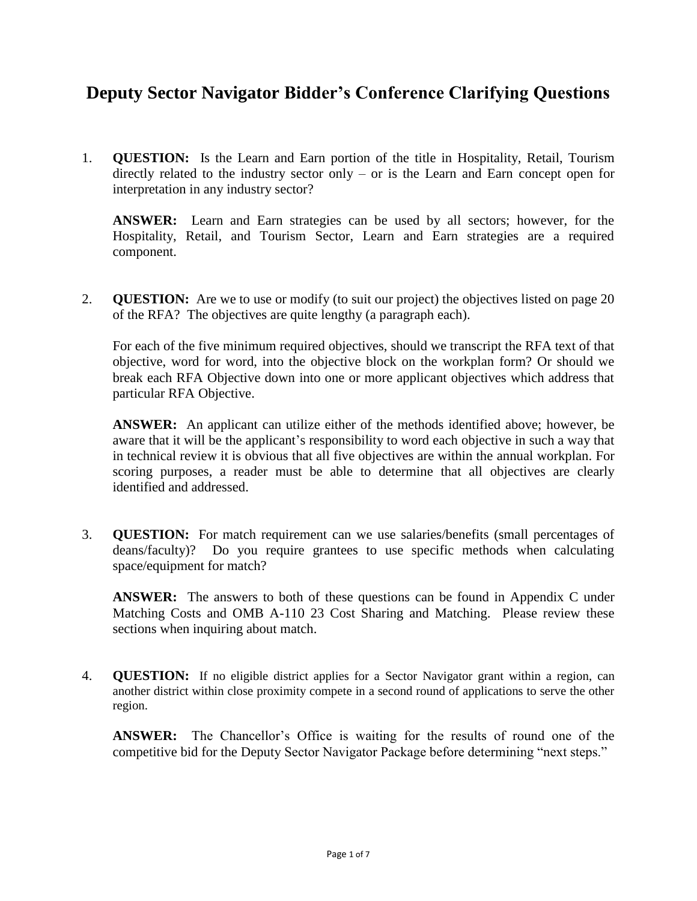# Deputy Sector Navigator Bidder's Conference Clarifying Questions

1. **QUESTION:** Is the Learn and Earn portion of the title in Hospitality, Retail, Tourism directly related to the industry sector only – or is the Learn and Earn concept open for interpretation in any industry sector?

   **ANSWER:** Learn and Earn strategies can be used by all sectors; however, for the Hospitality, Retail, and Tourism Sector, Learn and Earn strategies are a required component.

2. **QUESTION:** Are we to use or modify (to suit our project) the objectives listed on page 20 of the RFA? The objectives are quite lengthy (a paragraph each).

   For each of the five minimum required objectives, should we transcript the RFA text of that objective, word for word, into the objective block on the workplan form? Or should we break each RFA Objective down into one or more applicant objectives which address that particular RFA Objective.

   **ANSWER:** An applicant can utilize either of the methods identified above; however, be aware that it will be the applicant's responsibility to word each objective in such a way that in technical review it is obvious that all five objectives are within the annual workplan. For scoring purposes, a reader must be able to determine that all objectives are clearly identified and addressed.

3. **QUESTION:** For match requirement can we use salaries/benefits (small percentages of deans/faculty)? Do you require grantees to use specific methods when calculating space/equipment for match?

   **ANSWER:** The answers to both of these questions can be found in Appendix C under Matching Costs and OMB A-110 23 Cost Sharing and Matching. Please review these sections when inquiring about match.

4. **QUESTION:** If no eligible district applies for a Sector Navigator grant within a region, can another district within close proximity compete in a second round of applications to serve the other region.

   **ANSWER:** The Chancellor's Office is waiting for the results of round one of the competitive bid for the Deputy Sector Navigator Package before determining "next steps."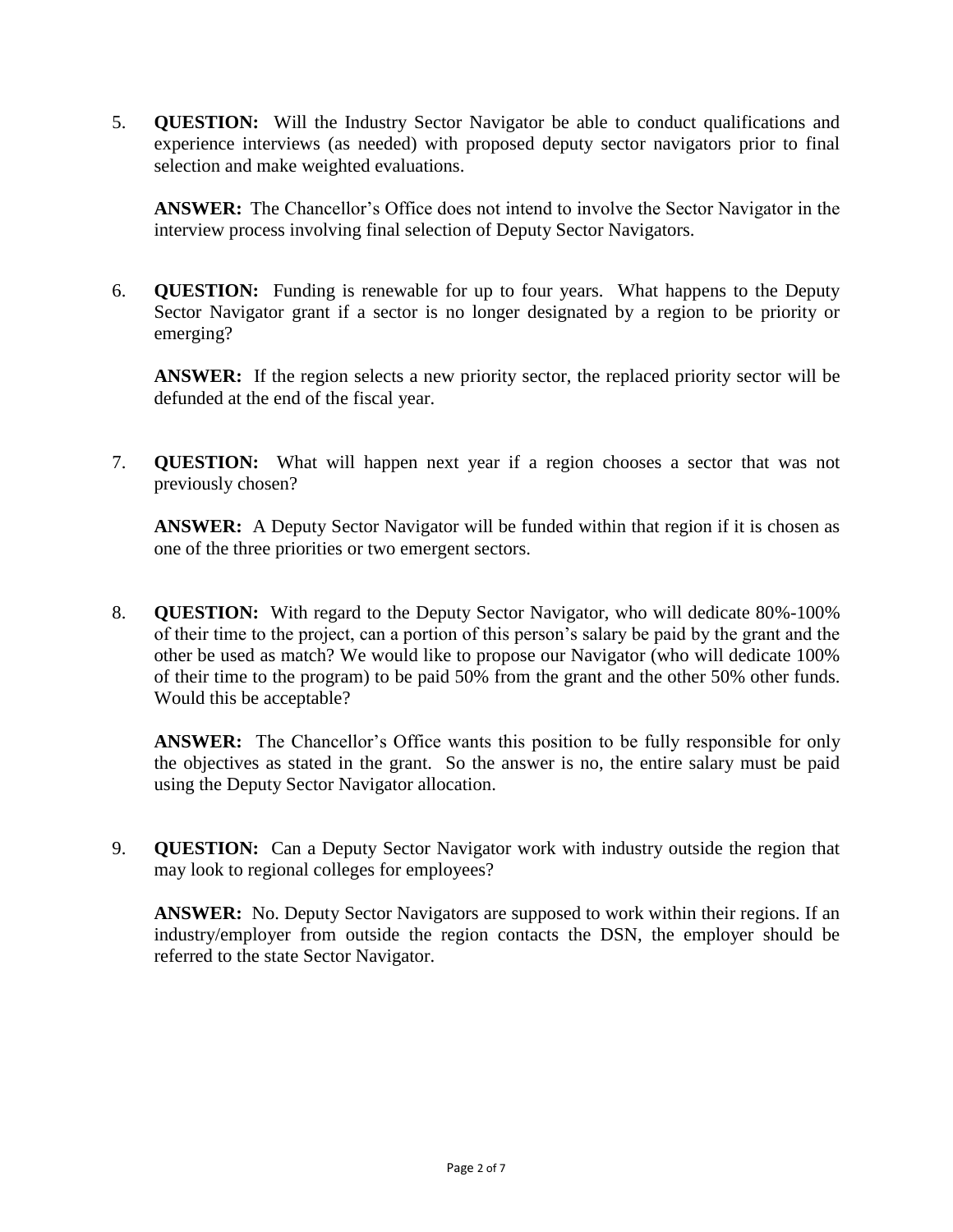5. **QUESTION:** Will the Industry Sector Navigator be able to conduct qualifications and experience interviews (as needed) with proposed deputy sector navigators prior to final selection and make weighted evaluations.

   **ANSWER:** The Chancellor's Office does not intend to involve the Sector Navigator in the interview process involving final selection of Deputy Sector Navigators.

6. **QUESTION:** Funding is renewable for up to four years. What happens to the Deputy Sector Navigator grant if a sector is no longer designated by a region to be priority or emerging?

   **ANSWER:** If the region selects a new priority sector, the replaced priority sector will be defunded at the end of the fiscal year.

7. **QUESTION:** What will happen next year if a region chooses a sector that was not previously chosen?

   **ANSWER:** A Deputy Sector Navigator will be funded within that region if it is chosen as one of the three priorities or two emergent sectors.

8. **QUESTION:** With regard to the Deputy Sector Navigator, who will dedicate 80%-100% of their time to the project, can a portion of this person's salary be paid by the grant and the other be used as match? We would like to propose our Navigator (who will dedicate 100% of their time to the program) to be paid 50% from the grant and the other 50% other funds. Would this be acceptable?

   **ANSWER:** The Chancellor's Office wants this position to be fully responsible for only the objectives as stated in the grant. So the answer is no, the entire salary must be paid using the Deputy Sector Navigator allocation.

9. **QUESTION:** Can a Deputy Sector Navigator work with industry outside the region that may look to regional colleges for employees?

   **ANSWER:** No. Deputy Sector Navigators are supposed to work within their regions. If an industry/employer from outside the region contacts the DSN, the employer should be referred to the state Sector Navigator.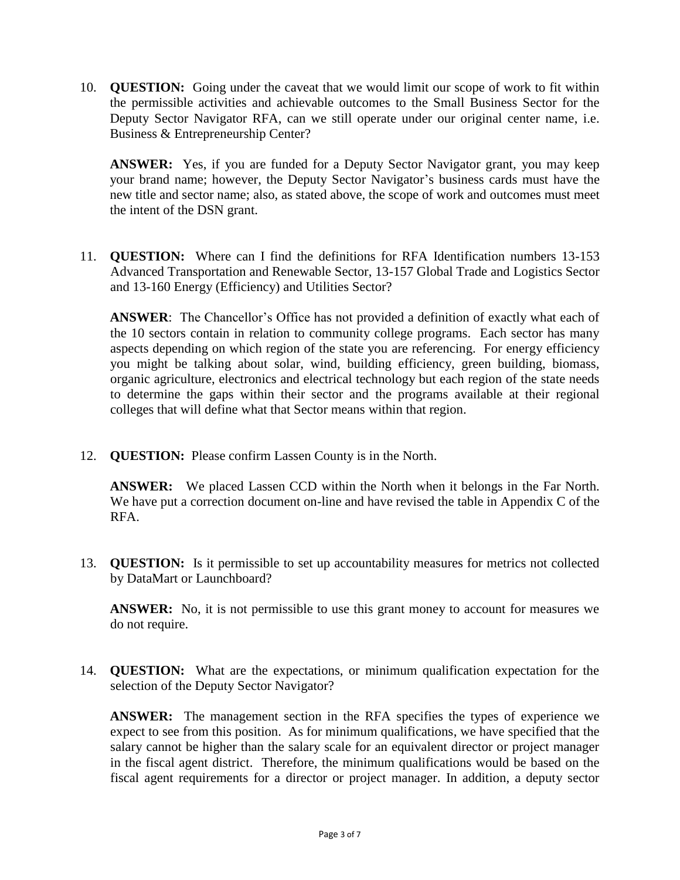10. **QUESTION:** Going under the caveat that we would limit our scope of work to fit within the permissible activities and achievable outcomes to the Small Business Sector for the Deputy Sector Navigator RFA, can we still operate under our original center name, i.e. Business & Entrepreneurship Center?

    **ANSWER:** Yes, if you are funded for a Deputy Sector Navigator grant, you may keep your brand name; however, the Deputy Sector Navigator's business cards must have the new title and sector name; also, as stated above, the scope of work and outcomes must meet the intent of the DSN grant.

11. **QUESTION:** Where can I find the definitions for RFA Identification numbers 13-153 Advanced Transportation and Renewable Sector, 13-157 Global Trade and Logistics Sector and 13-160 Energy (Efficiency) and Utilities Sector?

    **ANSWER**: The Chancellor's Office has not provided a definition of exactly what each of the 10 sectors contain in relation to community college programs. Each sector has many aspects depending on which region of the state you are referencing. For energy efficiency you might be talking about solar, wind, building efficiency, green building, biomass, organic agriculture, electronics and electrical technology but each region of the state needs to determine the gaps within their sector and the programs available at their regional colleges that will define what that Sector means within that region.

12. **QUESTION:** Please confirm Lassen County is in the North.

    **ANSWER:** We placed Lassen CCD within the North when it belongs in the Far North. We have put a correction document on-line and have revised the table in Appendix C of the RFA.

13. **QUESTION:** Is it permissible to set up accountability measures for metrics not collected by DataMart or Launchboard?

    **ANSWER:** No, it is not permissible to use this grant money to account for measures we do not require.

14. **QUESTION:** What are the expectations, or minimum qualification expectation for the selection of the Deputy Sector Navigator?

    **ANSWER:** The management section in the RFA specifies the types of experience we expect to see from this position. As for minimum qualifications, we have specified that the salary cannot be higher than the salary scale for an equivalent director or project manager in the fiscal agent district. Therefore, the minimum qualifications would be based on the fiscal agent requirements for a director or project manager. In addition, a deputy sector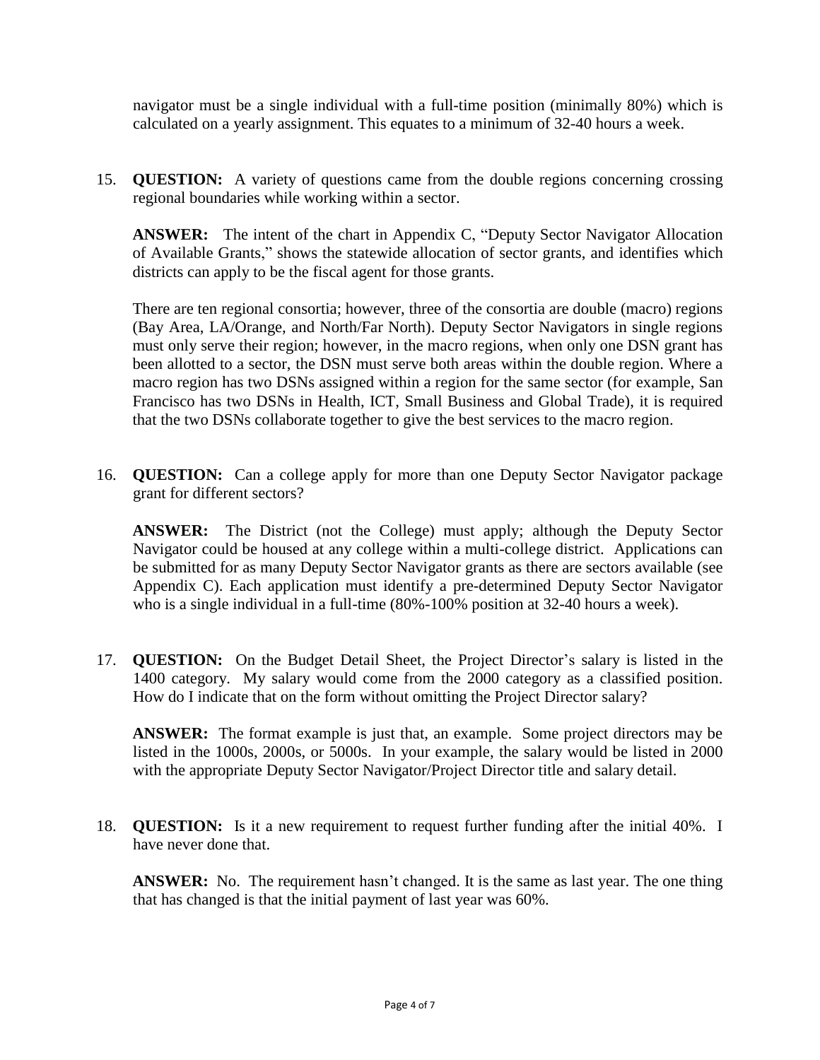navigator must be a single individual with a full-time position (minimally 80%) which is calculated on a yearly assignment. This equates to a minimum of 32-40 hours a week.

15. **QUESTION:** A variety of questions came from the double regions concerning crossing regional boundaries while working within a sector.

    **ANSWER:** The intent of the chart in Appendix C, "Deputy Sector Navigator Allocation of Available Grants," shows the statewide allocation of sector grants, and identifies which districts can apply to be the fiscal agent for those grants.

    There are ten regional consortia; however, three of the consortia are double (macro) regions (Bay Area, LA/Orange, and North/Far North). Deputy Sector Navigators in single regions must only serve their region; however, in the macro regions, when only one DSN grant has been allotted to a sector, the DSN must serve both areas within the double region. Where a macro region has two DSNs assigned within a region for the same sector (for example, San Francisco has two DSNs in Health, ICT, Small Business and Global Trade), it is required that the two DSNs collaborate together to give the best services to the macro region.

16. **QUESTION:** Can a college apply for more than one Deputy Sector Navigator package grant for different sectors?

    **ANSWER:** The District (not the College) must apply; although the Deputy Sector Navigator could be housed at any college within a multi-college district. Applications can be submitted for as many Deputy Sector Navigator grants as there are sectors available (see Appendix C). Each application must identify a pre-determined Deputy Sector Navigator who is a single individual in a full-time (80%-100% position at 32-40 hours a week).

17. **QUESTION:** On the Budget Detail Sheet, the Project Director's salary is listed in the 1400 category. My salary would come from the 2000 category as a classified position. How do I indicate that on the form without omitting the Project Director salary?

    **ANSWER:** The format example is just that, an example. Some project directors may be listed in the 1000s, 2000s, or 5000s. In your example, the salary would be listed in 2000 with the appropriate Deputy Sector Navigator/Project Director title and salary detail.

18. **QUESTION:** Is it a new requirement to request further funding after the initial 40%. I have never done that.

    **ANSWER:** No. The requirement hasn't changed. It is the same as last year. The one thing that has changed is that the initial payment of last year was 60%.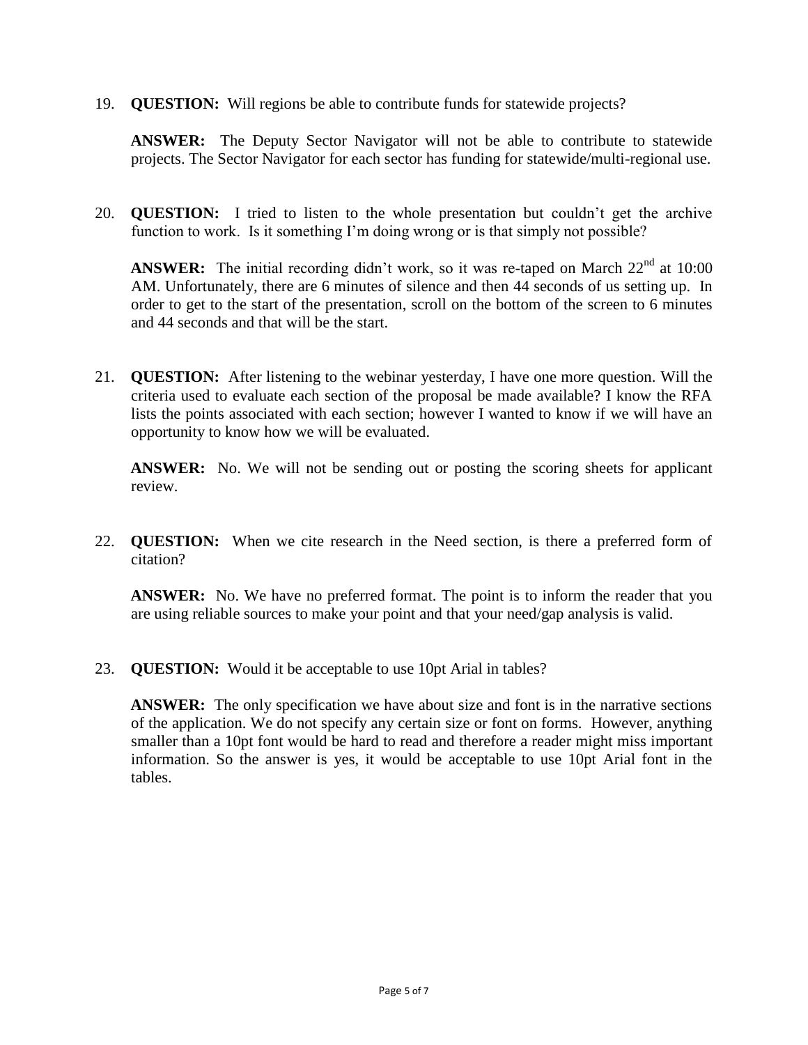19. **QUESTION:** Will regions be able to contribute funds for statewide projects?

    **ANSWER:** The Deputy Sector Navigator will not be able to contribute to statewide projects. The Sector Navigator for each sector has funding for statewide/multi-regional use.

20. **QUESTION:** I tried to listen to the whole presentation but couldn't get the archive function to work. Is it something I'm doing wrong or is that simply not possible?

    **ANSWER:** The initial recording didn't work, so it was re-taped on March 22nd at 10:00 AM. Unfortunately, there are 6 minutes of silence and then 44 seconds of us setting up. In order to get to the start of the presentation, scroll on the bottom of the screen to 6 minutes and 44 seconds and that will be the start.

21. **QUESTION:** After listening to the webinar yesterday, I have one more question. Will the criteria used to evaluate each section of the proposal be made available? I know the RFA lists the points associated with each section; however I wanted to know if we will have an opportunity to know how we will be evaluated.

    **ANSWER:** No. We will not be sending out or posting the scoring sheets for applicant review.

22. **QUESTION:** When we cite research in the Need section, is there a preferred form of citation?

    **ANSWER:** No. We have no preferred format. The point is to inform the reader that you are using reliable sources to make your point and that your need/gap analysis is valid.

23. **QUESTION:** Would it be acceptable to use 10pt Arial in tables?

    **ANSWER:** The only specification we have about size and font is in the narrative sections of the application. We do not specify any certain size or font on forms. However, anything smaller than a 10pt font would be hard to read and therefore a reader might miss important information. So the answer is yes, it would be acceptable to use 10pt Arial font in the tables.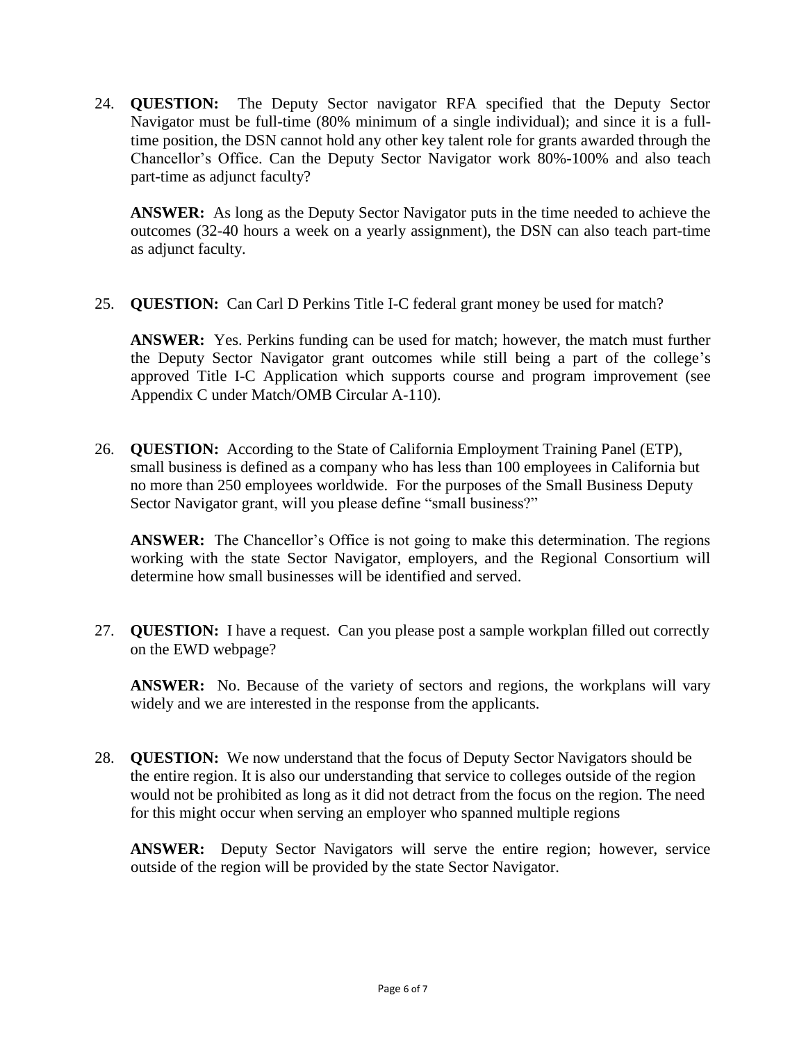24. **QUESTION:** The Deputy Sector navigator RFA specified that the Deputy Sector Navigator must be full-time (80% minimum of a single individual); and since it is a full-time position, the DSN cannot hold any other key talent role for grants awarded through the Chancellor's Office. Can the Deputy Sector Navigator work 80%-100% and also teach part-time as adjunct faculty?

    **ANSWER:** As long as the Deputy Sector Navigator puts in the time needed to achieve the outcomes (32-40 hours a week on a yearly assignment), the DSN can also teach part-time as adjunct faculty.

25. **QUESTION:** Can Carl D Perkins Title I-C federal grant money be used for match?

    **ANSWER:** Yes. Perkins funding can be used for match; however, the match must further the Deputy Sector Navigator grant outcomes while still being a part of the college's approved Title I-C Application which supports course and program improvement (see Appendix C under Match/OMB Circular A-110).

26. **QUESTION:** According to the State of California Employment Training Panel (ETP), small business is defined as a company who has less than 100 employees in California but no more than 250 employees worldwide. For the purposes of the Small Business Deputy Sector Navigator grant, will you please define "small business?"

    **ANSWER:** The Chancellor's Office is not going to make this determination. The regions working with the state Sector Navigator, employers, and the Regional Consortium will determine how small businesses will be identified and served.

27. **QUESTION:** I have a request. Can you please post a sample workplan filled out correctly on the EWD webpage?

    **ANSWER:** No. Because of the variety of sectors and regions, the workplans will vary widely and we are interested in the response from the applicants.

28. **QUESTION:** We now understand that the focus of Deputy Sector Navigators should be the entire region. It is also our understanding that service to colleges outside of the region would not be prohibited as long as it did not detract from the focus on the region. The need for this might occur when serving an employer who spanned multiple regions

    **ANSWER:** Deputy Sector Navigators will serve the entire region; however, service outside of the region will be provided by the state Sector Navigator.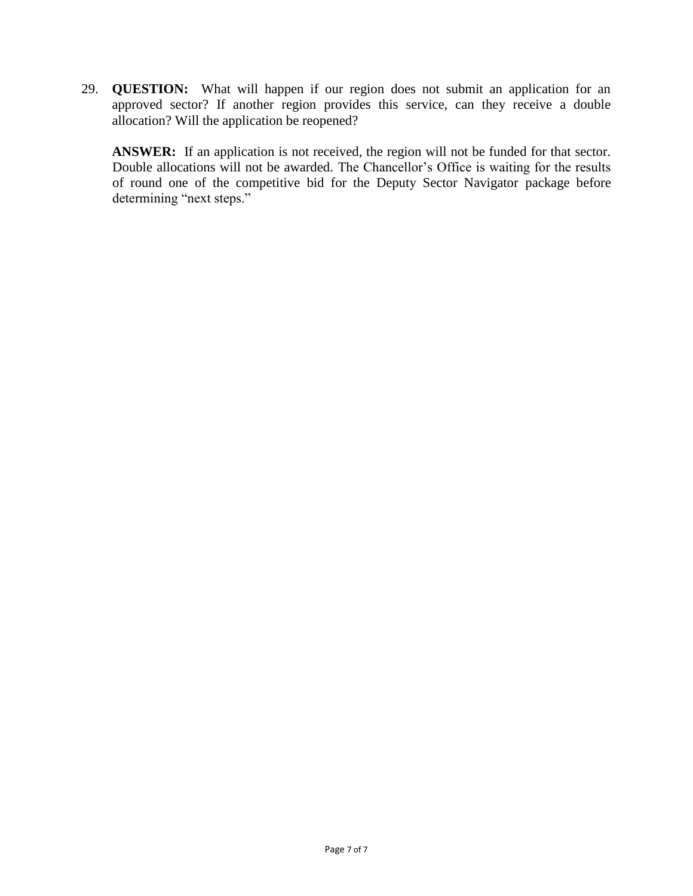29. **QUESTION:** What will happen if our region does not submit an application for an approved sector? If another region provides this service, can they receive a double allocation? Will the application be reopened?

    **ANSWER:** If an application is not received, the region will not be funded for that sector. Double allocations will not be awarded. The Chancellor's Office is waiting for the results of round one of the competitive bid for the Deputy Sector Navigator package before determining "next steps."